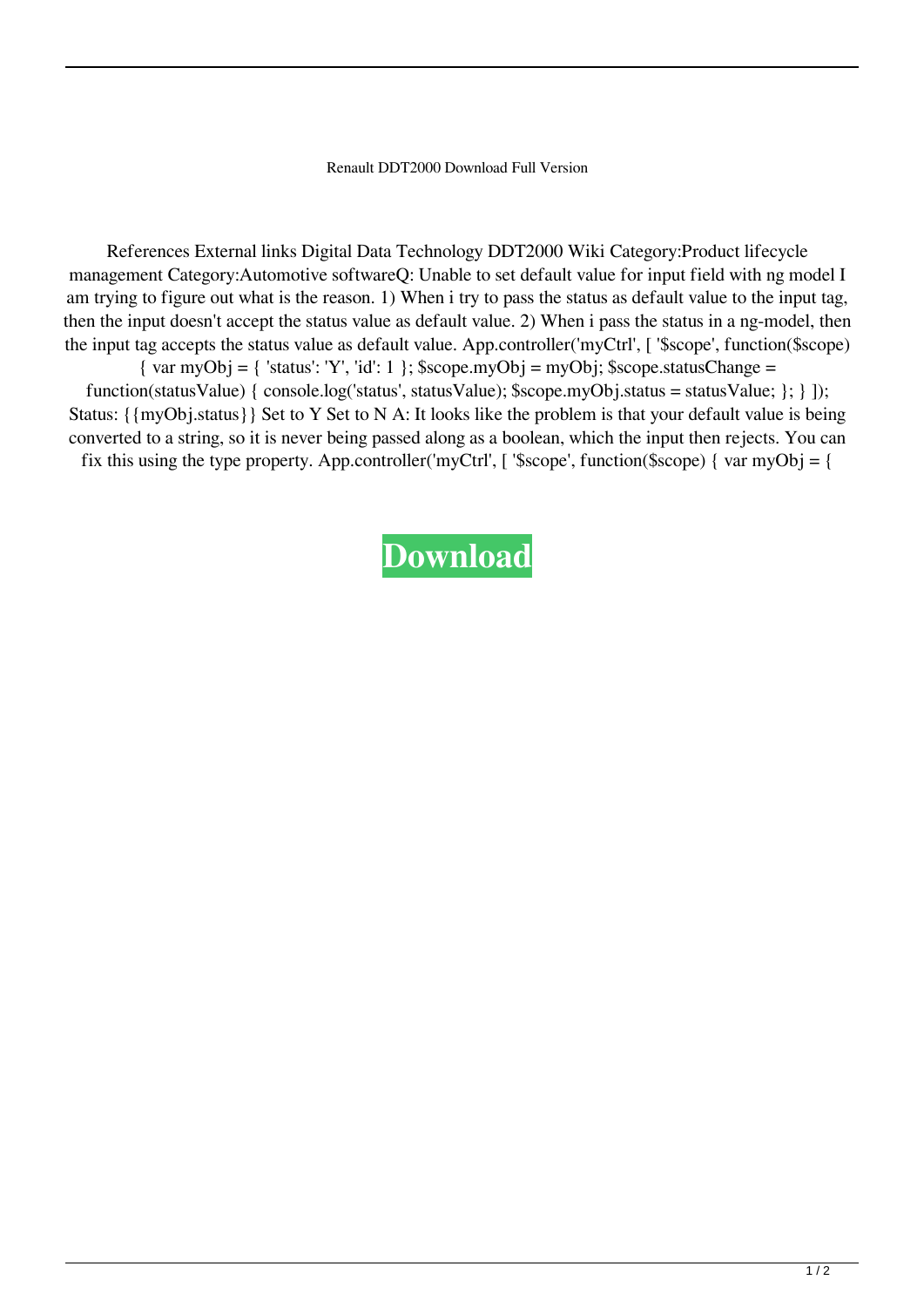Renault DDT2000 Download Full Version

References External links Digital Data Technology DDT2000 Wiki Category:Product lifecycle management Category:Automotive softwareQ: Unable to set default value for input field with ng model I am trying to figure out what is the reason. 1) When i try to pass the status as default value to the input tag, then the input doesn't accept the status value as default value. 2) When i pass the status in a ng-model, then the input tag accepts the status value as default value. App.controller('myCtrl', [ '$scope', function($scope) { var myObj = { 'status': 'Y', 'id': 1 }; $scope.myObj = myObj; $scope.statusChange = function(statusValue) { console.log('status', statusValue); $scope.myObj.status = statusValue; }; } ]); Status: {{myObj.status}} Set to Y Set to N A: It looks like the problem is that your default value is being converted to a string, so it is never being passed along as a boolean, which the input then rejects. You can fix this using the type property. App.controller('myCtrl', [ '$scope', function($scope) { var myObj = {

**Download**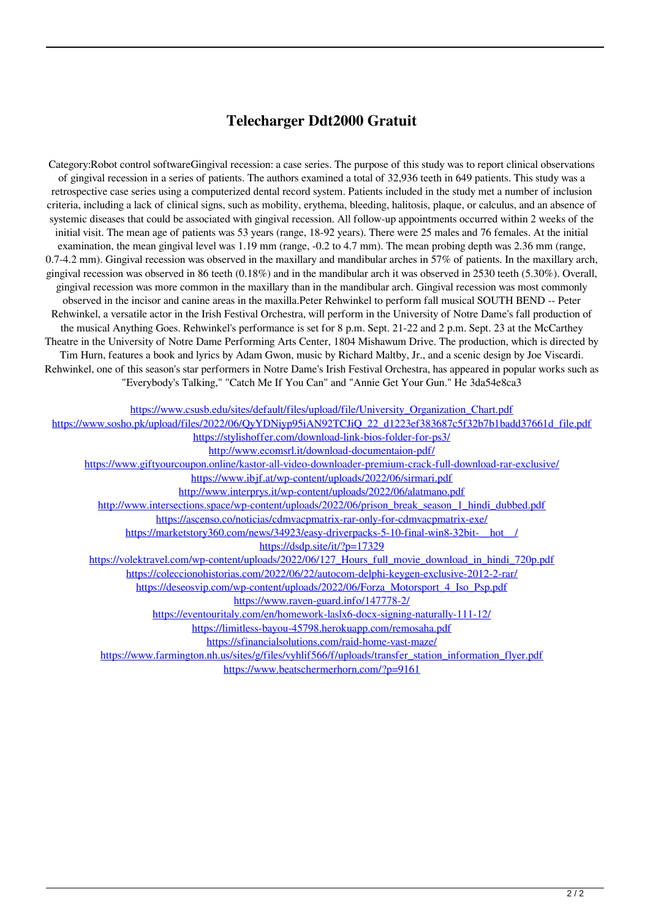# Telecharger Ddt2000 Gratuit

Category:Robot control softwareGingival recession: a case series. The purpose of this study was to report clinical observations of gingival recession in a series of patients. The authors examined a total of 32,936 teeth in 649 patients. This study was a retrospective case series using a computerized dental record system. Patients included in the study met a number of inclusion criteria, including a lack of clinical signs, such as mobility, erythema, bleeding, halitosis, plaque, or calculus, and an absence of systemic diseases that could be associated with gingival recession. All follow-up appointments occurred within 2 weeks of the initial visit. The mean age of patients was 53 years (range, 18-92 years). There were 25 males and 76 females. At the initial examination, the mean gingival level was 1.19 mm (range, -0.2 to 4.7 mm). The mean probing depth was 2.36 mm (range, 0.7-4.2 mm). Gingival recession was observed in the maxillary and mandibular arches in 57% of patients. In the maxillary arch, gingival recession was observed in 86 teeth (0.18%) and in the mandibular arch it was observed in 2530 teeth (5.30%). Overall, gingival recession was more common in the maxillary than in the mandibular arch. Gingival recession was most commonly observed in the incisor and canine areas in the maxilla.Peter Rehwinkel to perform fall musical SOUTH BEND -- Peter Rehwinkel, a versatile actor in the Irish Festival Orchestra, will perform in the University of Notre Dame's fall production of the musical Anything Goes. Rehwinkel's performance is set for 8 p.m. Sept. 21-22 and 2 p.m. Sept. 23 at the McCarthey Theatre in the University of Notre Dame Performing Arts Center, 1804 Mishawum Drive. The production, which is directed by Tim Hurn, features a book and lyrics by Adam Gwon, music by Richard Maltby, Jr., and a scenic design by Joe Viscardi. Rehwinkel, one of this season's star performers in Notre Dame's Irish Festival Orchestra, has appeared in popular works such as "Everybody's Talking," "Catch Me If You Can" and "Annie Get Your Gun." He 3da54e8ca3

https://www.csusb.edu/sites/default/files/upload/file/University_Organization_Chart.pdf
https://www.sosho.pk/upload/files/2022/06/QyYDNiyp95iAN92TCJiQ_22_d1223ef383687c5f32b7b1badd37661d_file.pdf
https://stylishoffer.com/download-link-bios-folder-for-ps3/
http://www.ecomsrl.it/download-documentaion-pdf/
https://www.giftyourcoupon.online/kastor-all-video-downloader-premium-crack-full-download-rar-exclusive/
https://www.ibjf.at/wp-content/uploads/2022/06/sirmari.pdf
http://www.interprys.it/wp-content/uploads/2022/06/alatmano.pdf
http://www.intersections.space/wp-content/uploads/2022/06/prison_break_season_1_hindi_dubbed.pdf
https://ascenso.co/noticias/cdmvacpmatrix-rar-only-for-cdmvacpmatrix-exe/
https://marketstory360.com/news/34923/easy-driverpacks-5-10-final-win8-32bit-__hot__/
https://dsdp.site/it/?p=17329
https://volektravel.com/wp-content/uploads/2022/06/127_Hours_full_movie_download_in_hindi_720p.pdf
https://coleccionohistorias.com/2022/06/22/autocom-delphi-keygen-exclusive-2012-2-rar/
https://deseosvip.com/wp-content/uploads/2022/06/Forza_Motorsport_4_Iso_Psp.pdf
https://www.raven-guard.info/147778-2/
https://eventouritaly.com/en/homework-laslx6-docx-signing-naturally-111-12/
https://limitless-bayou-45798.herokuapp.com/remosaha.pdf
https://sfinancialsolutions.com/raid-home-vast-maze/
https://www.farmington.nh.us/sites/g/files/vyhlif566/f/uploads/transfer_station_information_flyer.pdf
https://www.beatschermerhorn.com/?p=9161